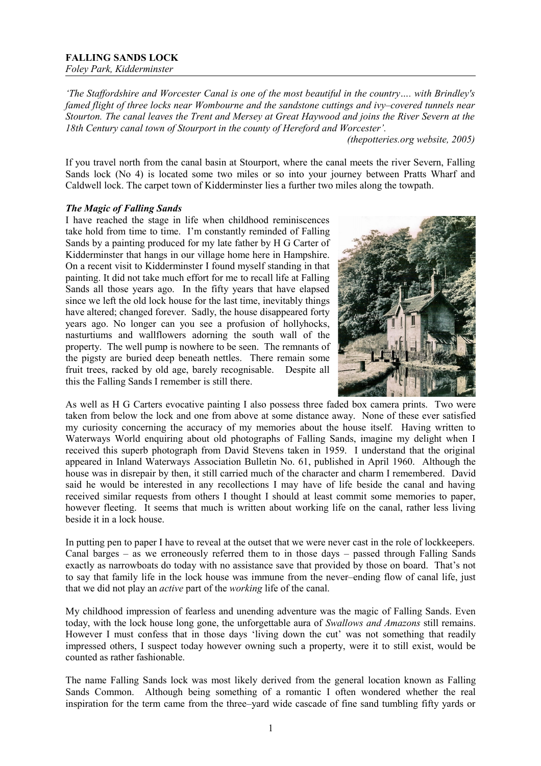**FALLING SANDS LOCK**
*Foley Park, Kidderminster*

*'The Staffordshire and Worcester Canal is one of the most beautiful in the country…. with Brindley's famed flight of three locks near Wombourne and the sandstone cuttings and ivy–covered tunnels near Stourton. The canal leaves the Trent and Mersey at Great Haywood and joins the River Severn at the 18th Century canal town of Stourport in the county of Hereford and Worcester'.*

*(thepotteries.org website, 2005)*

If you travel north from the canal basin at Stourport, where the canal meets the river Severn, Falling Sands lock (No 4) is located some two miles or so into your journey between Pratts Wharf and Caldwell lock. The carpet town of Kidderminster lies a further two miles along the towpath.

***The Magic of Falling Sands***

I have reached the stage in life when childhood reminiscences take hold from time to time. I'm constantly reminded of Falling Sands by a painting produced for my late father by H G Carter of Kidderminster that hangs in our village home here in Hampshire. On a recent visit to Kidderminster I found myself standing in that painting. It did not take much effort for me to recall life at Falling Sands all those years ago. In the fifty years that have elapsed since we left the old lock house for the last time, inevitably things have altered; changed forever. Sadly, the house disappeared forty years ago. No longer can you see a profusion of hollyhocks, nasturtiums and wallflowers adorning the south wall of the property. The well pump is nowhere to be seen. The remnants of the pigsty are buried deep beneath nettles. There remain some fruit trees, racked by old age, barely recognisable. Despite all this the Falling Sands I remember is still there.

As well as H G Carters evocative painting I also possess three faded box camera prints. Two were taken from below the lock and one from above at some distance away. None of these ever satisfied my curiosity concerning the accuracy of my memories about the house itself. Having written to Waterways World enquiring about old photographs of Falling Sands, imagine my delight when I received this superb photograph from David Stevens taken in 1959. I understand that the original appeared in Inland Waterways Association Bulletin No. 61, published in April 1960. Although the house was in disrepair by then, it still carried much of the character and charm I remembered. David said he would be interested in any recollections I may have of life beside the canal and having received similar requests from others I thought I should at least commit some memories to paper, however fleeting. It seems that much is written about working life on the canal, rather less living beside it in a lock house.

In putting pen to paper I have to reveal at the outset that we were never cast in the role of lockkeepers. Canal barges – as we erroneously referred them to in those days – passed through Falling Sands exactly as narrowboats do today with no assistance save that provided by those on board. That's not to say that family life in the lock house was immune from the never–ending flow of canal life, just that we did not play an *active* part of the *working* life of the canal.

My childhood impression of fearless and unending adventure was the magic of Falling Sands. Even today, with the lock house long gone, the unforgettable aura of *Swallows and Amazons* still remains. However I must confess that in those days 'living down the cut' was not something that readily impressed others, I suspect today however owning such a property, were it to still exist, would be counted as rather fashionable.

The name Falling Sands lock was most likely derived from the general location known as Falling Sands Common. Although being something of a romantic I often wondered whether the real inspiration for the term came from the three–yard wide cascade of fine sand tumbling fifty yards or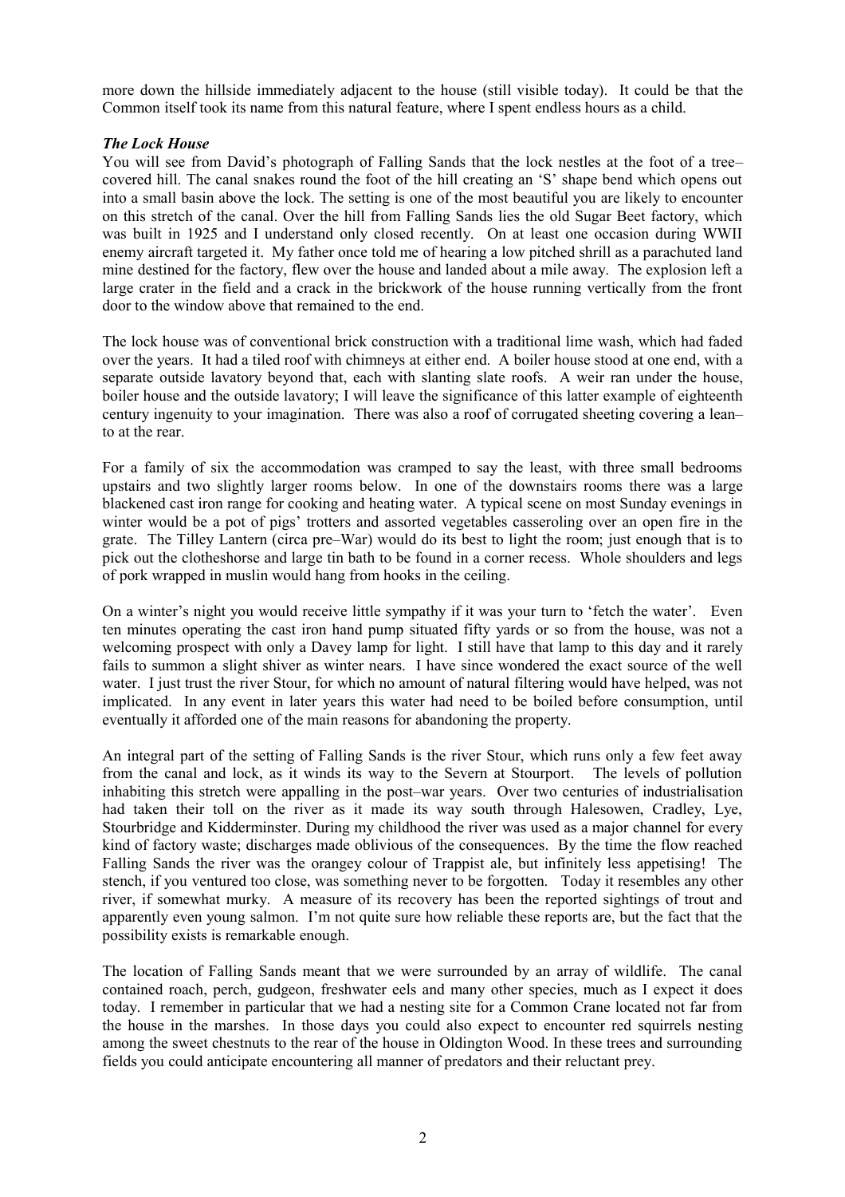more down the hillside immediately adjacent to the house (still visible today). It could be that the Common itself took its name from this natural feature, where I spent endless hours as a child.

***The Lock House***

You will see from David's photograph of Falling Sands that the lock nestles at the foot of a tree–covered hill. The canal snakes round the foot of the hill creating an 'S' shape bend which opens out into a small basin above the lock. The setting is one of the most beautiful you are likely to encounter on this stretch of the canal. Over the hill from Falling Sands lies the old Sugar Beet factory, which was built in 1925 and I understand only closed recently. On at least one occasion during WWII enemy aircraft targeted it. My father once told me of hearing a low pitched shrill as a parachuted land mine destined for the factory, flew over the house and landed about a mile away. The explosion left a large crater in the field and a crack in the brickwork of the house running vertically from the front door to the window above that remained to the end.

The lock house was of conventional brick construction with a traditional lime wash, which had faded over the years. It had a tiled roof with chimneys at either end. A boiler house stood at one end, with a separate outside lavatory beyond that, each with slanting slate roofs. A weir ran under the house, boiler house and the outside lavatory; I will leave the significance of this latter example of eighteenth century ingenuity to your imagination. There was also a roof of corrugated sheeting covering a lean–to at the rear.

For a family of six the accommodation was cramped to say the least, with three small bedrooms upstairs and two slightly larger rooms below. In one of the downstairs rooms there was a large blackened cast iron range for cooking and heating water. A typical scene on most Sunday evenings in winter would be a pot of pigs' trotters and assorted vegetables casseroling over an open fire in the grate. The Tilley Lantern (circa pre–War) would do its best to light the room; just enough that is to pick out the clotheshorse and large tin bath to be found in a corner recess. Whole shoulders and legs of pork wrapped in muslin would hang from hooks in the ceiling.

On a winter's night you would receive little sympathy if it was your turn to 'fetch the water'. Even ten minutes operating the cast iron hand pump situated fifty yards or so from the house, was not a welcoming prospect with only a Davey lamp for light. I still have that lamp to this day and it rarely fails to summon a slight shiver as winter nears. I have since wondered the exact source of the well water. I just trust the river Stour, for which no amount of natural filtering would have helped, was not implicated. In any event in later years this water had need to be boiled before consumption, until eventually it afforded one of the main reasons for abandoning the property.

An integral part of the setting of Falling Sands is the river Stour, which runs only a few feet away from the canal and lock, as it winds its way to the Severn at Stourport. The levels of pollution inhabiting this stretch were appalling in the post–war years. Over two centuries of industrialisation had taken their toll on the river as it made its way south through Halesowen, Cradley, Lye, Stourbridge and Kidderminster. During my childhood the river was used as a major channel for every kind of factory waste; discharges made oblivious of the consequences. By the time the flow reached Falling Sands the river was the orangey colour of Trappist ale, but infinitely less appetising! The stench, if you ventured too close, was something never to be forgotten. Today it resembles any other river, if somewhat murky. A measure of its recovery has been the reported sightings of trout and apparently even young salmon. I'm not quite sure how reliable these reports are, but the fact that the possibility exists is remarkable enough.

The location of Falling Sands meant that we were surrounded by an array of wildlife. The canal contained roach, perch, gudgeon, freshwater eels and many other species, much as I expect it does today. I remember in particular that we had a nesting site for a Common Crane located not far from the house in the marshes. In those days you could also expect to encounter red squirrels nesting among the sweet chestnuts to the rear of the house in Oldington Wood. In these trees and surrounding fields you could anticipate encountering all manner of predators and their reluctant prey.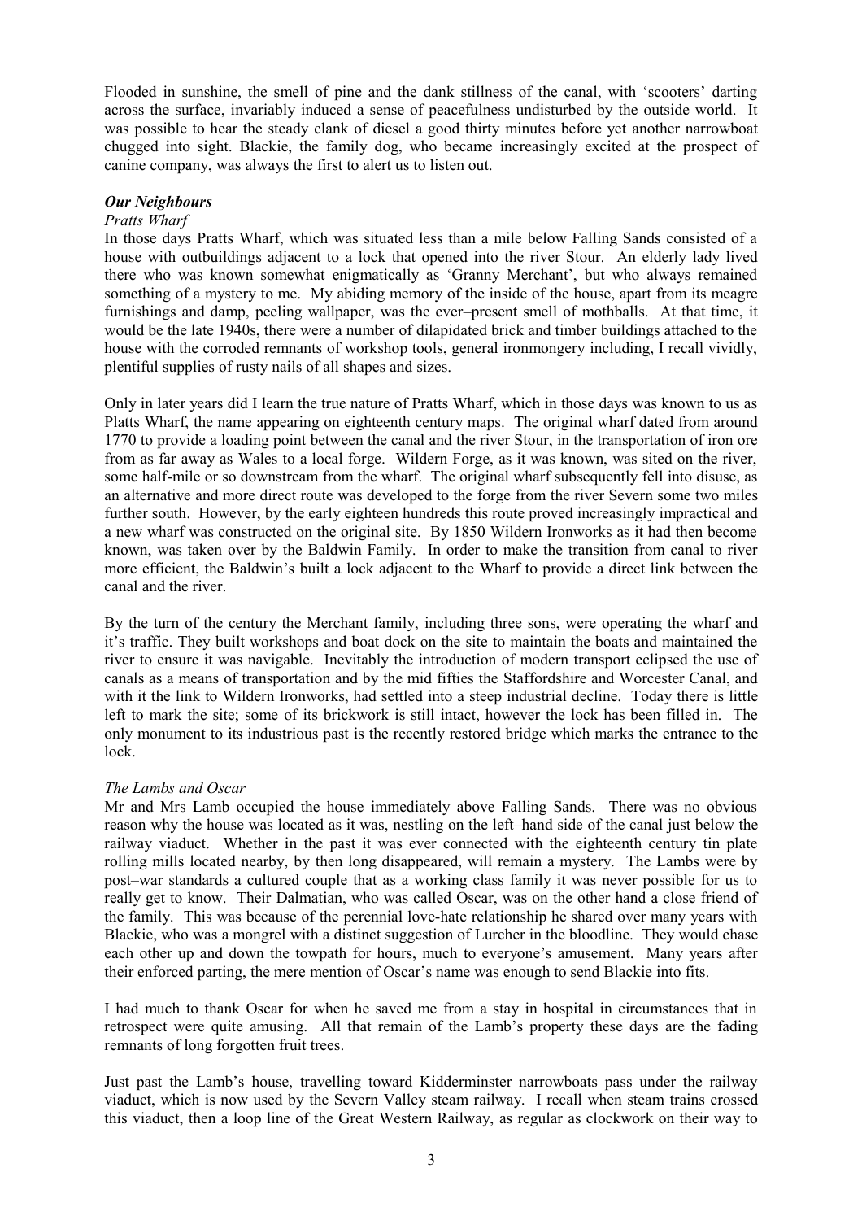Flooded in sunshine, the smell of pine and the dank stillness of the canal, with 'scooters' darting across the surface, invariably induced a sense of peacefulness undisturbed by the outside world. It was possible to hear the steady clank of diesel a good thirty minutes before yet another narrowboat chugged into sight. Blackie, the family dog, who became increasingly excited at the prospect of canine company, was always the first to alert us to listen out.

***Our Neighbours***

*Pratts Wharf*

In those days Pratts Wharf, which was situated less than a mile below Falling Sands consisted of a house with outbuildings adjacent to a lock that opened into the river Stour. An elderly lady lived there who was known somewhat enigmatically as 'Granny Merchant', but who always remained something of a mystery to me. My abiding memory of the inside of the house, apart from its meagre furnishings and damp, peeling wallpaper, was the ever–present smell of mothballs. At that time, it would be the late 1940s, there were a number of dilapidated brick and timber buildings attached to the house with the corroded remnants of workshop tools, general ironmongery including, I recall vividly, plentiful supplies of rusty nails of all shapes and sizes.

Only in later years did I learn the true nature of Pratts Wharf, which in those days was known to us as Platts Wharf, the name appearing on eighteenth century maps. The original wharf dated from around 1770 to provide a loading point between the canal and the river Stour, in the transportation of iron ore from as far away as Wales to a local forge. Wildern Forge, as it was known, was sited on the river, some half-mile or so downstream from the wharf. The original wharf subsequently fell into disuse, as an alternative and more direct route was developed to the forge from the river Severn some two miles further south. However, by the early eighteen hundreds this route proved increasingly impractical and a new wharf was constructed on the original site. By 1850 Wildern Ironworks as it had then become known, was taken over by the Baldwin Family. In order to make the transition from canal to river more efficient, the Baldwin's built a lock adjacent to the Wharf to provide a direct link between the canal and the river.

By the turn of the century the Merchant family, including three sons, were operating the wharf and it's traffic. They built workshops and boat dock on the site to maintain the boats and maintained the river to ensure it was navigable. Inevitably the introduction of modern transport eclipsed the use of canals as a means of transportation and by the mid fifties the Staffordshire and Worcester Canal, and with it the link to Wildern Ironworks, had settled into a steep industrial decline. Today there is little left to mark the site; some of its brickwork is still intact, however the lock has been filled in. The only monument to its industrious past is the recently restored bridge which marks the entrance to the lock.

*The Lambs and Oscar*

Mr and Mrs Lamb occupied the house immediately above Falling Sands. There was no obvious reason why the house was located as it was, nestling on the left–hand side of the canal just below the railway viaduct. Whether in the past it was ever connected with the eighteenth century tin plate rolling mills located nearby, by then long disappeared, will remain a mystery. The Lambs were by post–war standards a cultured couple that as a working class family it was never possible for us to really get to know. Their Dalmatian, who was called Oscar, was on the other hand a close friend of the family. This was because of the perennial love-hate relationship he shared over many years with Blackie, who was a mongrel with a distinct suggestion of Lurcher in the bloodline. They would chase each other up and down the towpath for hours, much to everyone's amusement. Many years after their enforced parting, the mere mention of Oscar's name was enough to send Blackie into fits.

I had much to thank Oscar for when he saved me from a stay in hospital in circumstances that in retrospect were quite amusing. All that remain of the Lamb's property these days are the fading remnants of long forgotten fruit trees.

Just past the Lamb's house, travelling toward Kidderminster narrowboats pass under the railway viaduct, which is now used by the Severn Valley steam railway. I recall when steam trains crossed this viaduct, then a loop line of the Great Western Railway, as regular as clockwork on their way to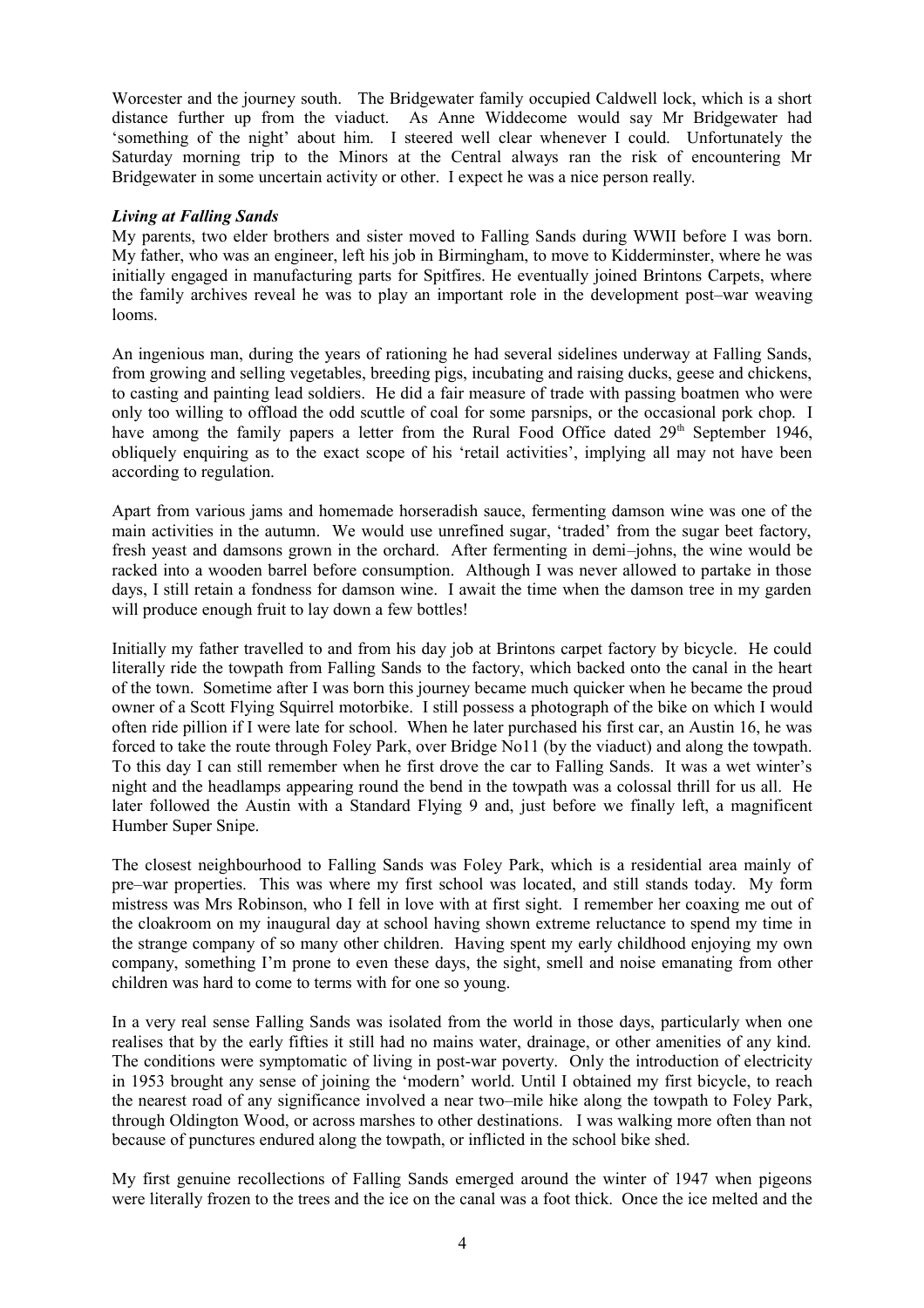Worcester and the journey south. The Bridgewater family occupied Caldwell lock, which is a short distance further up from the viaduct. As Anne Widdecome would say Mr Bridgewater had 'something of the night' about him. I steered well clear whenever I could. Unfortunately the Saturday morning trip to the Minors at the Central always ran the risk of encountering Mr Bridgewater in some uncertain activity or other. I expect he was a nice person really.

***Living at Falling Sands***

My parents, two elder brothers and sister moved to Falling Sands during WWII before I was born. My father, who was an engineer, left his job in Birmingham, to move to Kidderminster, where he was initially engaged in manufacturing parts for Spitfires. He eventually joined Brintons Carpets, where the family archives reveal he was to play an important role in the development post–war weaving looms.

An ingenious man, during the years of rationing he had several sidelines underway at Falling Sands, from growing and selling vegetables, breeding pigs, incubating and raising ducks, geese and chickens, to casting and painting lead soldiers. He did a fair measure of trade with passing boatmen who were only too willing to offload the odd scuttle of coal for some parsnips, or the occasional pork chop. I have among the family papers a letter from the Rural Food Office dated 29th September 1946, obliquely enquiring as to the exact scope of his 'retail activities', implying all may not have been according to regulation.

Apart from various jams and homemade horseradish sauce, fermenting damson wine was one of the main activities in the autumn. We would use unrefined sugar, 'traded' from the sugar beet factory, fresh yeast and damsons grown in the orchard. After fermenting in demi–johns, the wine would be racked into a wooden barrel before consumption. Although I was never allowed to partake in those days, I still retain a fondness for damson wine. I await the time when the damson tree in my garden will produce enough fruit to lay down a few bottles!

Initially my father travelled to and from his day job at Brintons carpet factory by bicycle. He could literally ride the towpath from Falling Sands to the factory, which backed onto the canal in the heart of the town. Sometime after I was born this journey became much quicker when he became the proud owner of a Scott Flying Squirrel motorbike. I still possess a photograph of the bike on which I would often ride pillion if I were late for school. When he later purchased his first car, an Austin 16, he was forced to take the route through Foley Park, over Bridge No11 (by the viaduct) and along the towpath. To this day I can still remember when he first drove the car to Falling Sands. It was a wet winter's night and the headlamps appearing round the bend in the towpath was a colossal thrill for us all. He later followed the Austin with a Standard Flying 9 and, just before we finally left, a magnificent Humber Super Snipe.

The closest neighbourhood to Falling Sands was Foley Park, which is a residential area mainly of pre–war properties. This was where my first school was located, and still stands today. My form mistress was Mrs Robinson, who I fell in love with at first sight. I remember her coaxing me out of the cloakroom on my inaugural day at school having shown extreme reluctance to spend my time in the strange company of so many other children. Having spent my early childhood enjoying my own company, something I'm prone to even these days, the sight, smell and noise emanating from other children was hard to come to terms with for one so young.

In a very real sense Falling Sands was isolated from the world in those days, particularly when one realises that by the early fifties it still had no mains water, drainage, or other amenities of any kind. The conditions were symptomatic of living in post-war poverty. Only the introduction of electricity in 1953 brought any sense of joining the 'modern' world. Until I obtained my first bicycle, to reach the nearest road of any significance involved a near two–mile hike along the towpath to Foley Park, through Oldington Wood, or across marshes to other destinations. I was walking more often than not because of punctures endured along the towpath, or inflicted in the school bike shed.

My first genuine recollections of Falling Sands emerged around the winter of 1947 when pigeons were literally frozen to the trees and the ice on the canal was a foot thick. Once the ice melted and the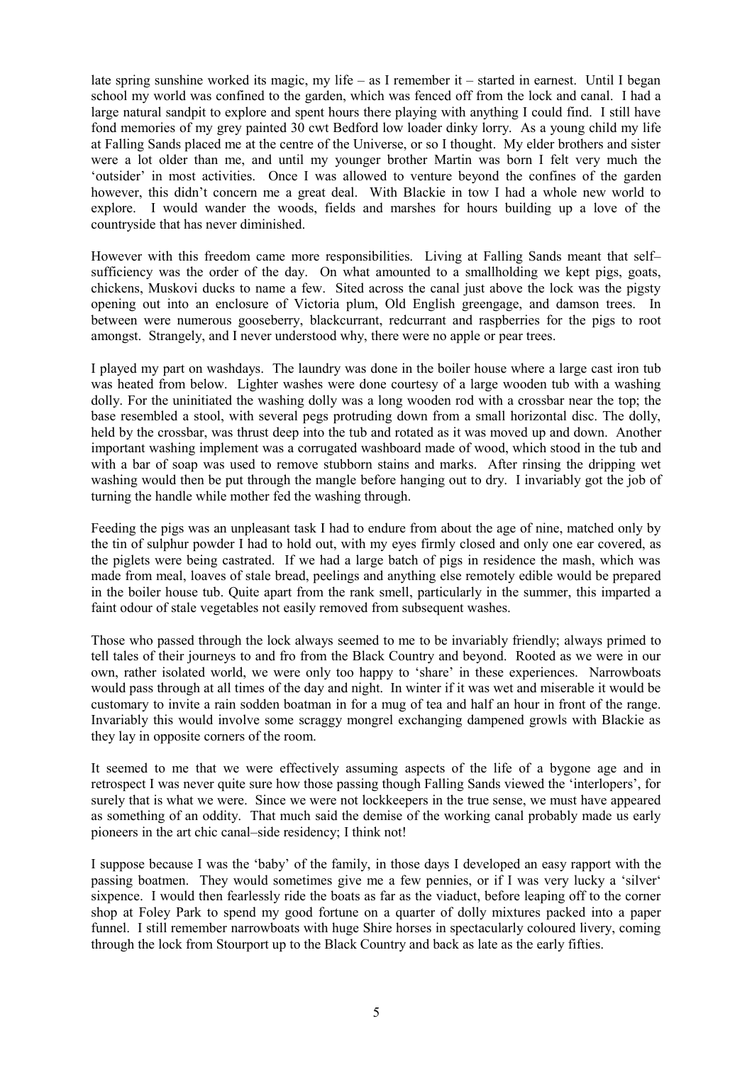late spring sunshine worked its magic, my life – as I remember it – started in earnest. Until I began school my world was confined to the garden, which was fenced off from the lock and canal. I had a large natural sandpit to explore and spent hours there playing with anything I could find. I still have fond memories of my grey painted 30 cwt Bedford low loader dinky lorry. As a young child my life at Falling Sands placed me at the centre of the Universe, or so I thought. My elder brothers and sister were a lot older than me, and until my younger brother Martin was born I felt very much the 'outsider' in most activities. Once I was allowed to venture beyond the confines of the garden however, this didn't concern me a great deal. With Blackie in tow I had a whole new world to explore. I would wander the woods, fields and marshes for hours building up a love of the countryside that has never diminished.

However with this freedom came more responsibilities. Living at Falling Sands meant that self–sufficiency was the order of the day. On what amounted to a smallholding we kept pigs, goats, chickens, Muskovi ducks to name a few. Sited across the canal just above the lock was the pigsty opening out into an enclosure of Victoria plum, Old English greengage, and damson trees. In between were numerous gooseberry, blackcurrant, redcurrant and raspberries for the pigs to root amongst. Strangely, and I never understood why, there were no apple or pear trees.

I played my part on washdays. The laundry was done in the boiler house where a large cast iron tub was heated from below. Lighter washes were done courtesy of a large wooden tub with a washing dolly. For the uninitiated the washing dolly was a long wooden rod with a crossbar near the top; the base resembled a stool, with several pegs protruding down from a small horizontal disc. The dolly, held by the crossbar, was thrust deep into the tub and rotated as it was moved up and down. Another important washing implement was a corrugated washboard made of wood, which stood in the tub and with a bar of soap was used to remove stubborn stains and marks. After rinsing the dripping wet washing would then be put through the mangle before hanging out to dry. I invariably got the job of turning the handle while mother fed the washing through.

Feeding the pigs was an unpleasant task I had to endure from about the age of nine, matched only by the tin of sulphur powder I had to hold out, with my eyes firmly closed and only one ear covered, as the piglets were being castrated. If we had a large batch of pigs in residence the mash, which was made from meal, loaves of stale bread, peelings and anything else remotely edible would be prepared in the boiler house tub. Quite apart from the rank smell, particularly in the summer, this imparted a faint odour of stale vegetables not easily removed from subsequent washes.

Those who passed through the lock always seemed to me to be invariably friendly; always primed to tell tales of their journeys to and fro from the Black Country and beyond. Rooted as we were in our own, rather isolated world, we were only too happy to 'share' in these experiences. Narrowboats would pass through at all times of the day and night. In winter if it was wet and miserable it would be customary to invite a rain sodden boatman in for a mug of tea and half an hour in front of the range. Invariably this would involve some scraggy mongrel exchanging dampened growls with Blackie as they lay in opposite corners of the room.

It seemed to me that we were effectively assuming aspects of the life of a bygone age and in retrospect I was never quite sure how those passing though Falling Sands viewed the 'interlopers', for surely that is what we were. Since we were not lockkeepers in the true sense, we must have appeared as something of an oddity. That much said the demise of the working canal probably made us early pioneers in the art chic canal–side residency; I think not!

I suppose because I was the 'baby' of the family, in those days I developed an easy rapport with the passing boatmen. They would sometimes give me a few pennies, or if I was very lucky a 'silver' sixpence. I would then fearlessly ride the boats as far as the viaduct, before leaping off to the corner shop at Foley Park to spend my good fortune on a quarter of dolly mixtures packed into a paper funnel. I still remember narrowboats with huge Shire horses in spectacularly coloured livery, coming through the lock from Stourport up to the Black Country and back as late as the early fifties.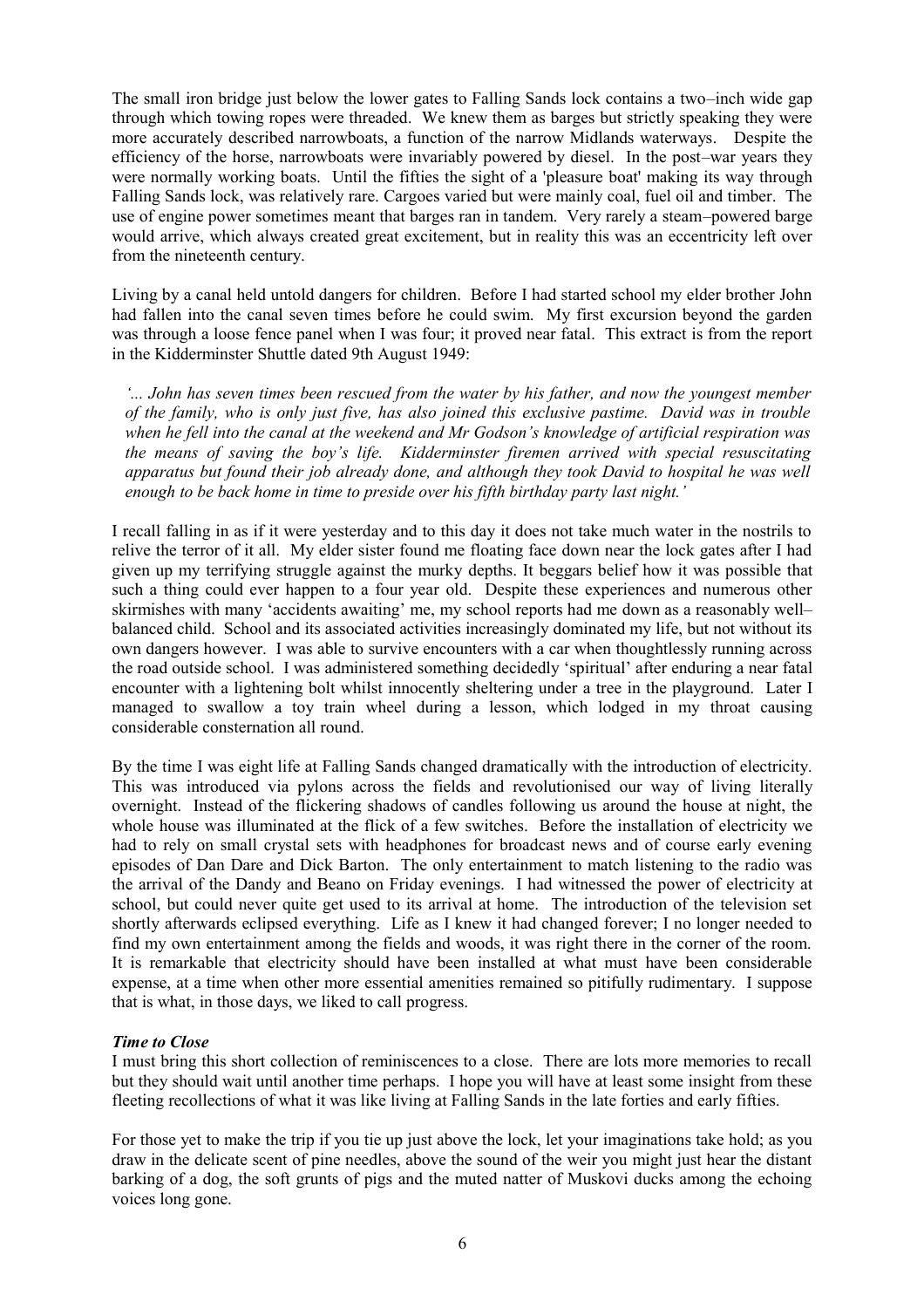The small iron bridge just below the lower gates to Falling Sands lock contains a two–inch wide gap through which towing ropes were threaded. We knew them as barges but strictly speaking they were more accurately described narrowboats, a function of the narrow Midlands waterways. Despite the efficiency of the horse, narrowboats were invariably powered by diesel. In the post–war years they were normally working boats. Until the fifties the sight of a 'pleasure boat' making its way through Falling Sands lock, was relatively rare. Cargoes varied but were mainly coal, fuel oil and timber. The use of engine power sometimes meant that barges ran in tandem. Very rarely a steam–powered barge would arrive, which always created great excitement, but in reality this was an eccentricity left over from the nineteenth century.

Living by a canal held untold dangers for children. Before I had started school my elder brother John had fallen into the canal seven times before he could swim. My first excursion beyond the garden was through a loose fence panel when I was four; it proved near fatal. This extract is from the report in the Kidderminster Shuttle dated 9th August 1949:

*'... John has seven times been rescued from the water by his father, and now the youngest member of the family, who is only just five, has also joined this exclusive pastime. David was in trouble when he fell into the canal at the weekend and Mr Godson's knowledge of artificial respiration was the means of saving the boy's life. Kidderminster firemen arrived with special resuscitating apparatus but found their job already done, and although they took David to hospital he was well enough to be back home in time to preside over his fifth birthday party last night.'*

I recall falling in as if it were yesterday and to this day it does not take much water in the nostrils to relive the terror of it all. My elder sister found me floating face down near the lock gates after I had given up my terrifying struggle against the murky depths. It beggars belief how it was possible that such a thing could ever happen to a four year old. Despite these experiences and numerous other skirmishes with many 'accidents awaiting' me, my school reports had me down as a reasonably well–balanced child. School and its associated activities increasingly dominated my life, but not without its own dangers however. I was able to survive encounters with a car when thoughtlessly running across the road outside school. I was administered something decidedly 'spiritual' after enduring a near fatal encounter with a lightening bolt whilst innocently sheltering under a tree in the playground. Later I managed to swallow a toy train wheel during a lesson, which lodged in my throat causing considerable consternation all round.

By the time I was eight life at Falling Sands changed dramatically with the introduction of electricity. This was introduced via pylons across the fields and revolutionised our way of living literally overnight. Instead of the flickering shadows of candles following us around the house at night, the whole house was illuminated at the flick of a few switches. Before the installation of electricity we had to rely on small crystal sets with headphones for broadcast news and of course early evening episodes of Dan Dare and Dick Barton. The only entertainment to match listening to the radio was the arrival of the Dandy and Beano on Friday evenings. I had witnessed the power of electricity at school, but could never quite get used to its arrival at home. The introduction of the television set shortly afterwards eclipsed everything. Life as I knew it had changed forever; I no longer needed to find my own entertainment among the fields and woods, it was right there in the corner of the room. It is remarkable that electricity should have been installed at what must have been considerable expense, at a time when other more essential amenities remained so pitifully rudimentary. I suppose that is what, in those days, we liked to call progress.

### *Time to Close*

I must bring this short collection of reminiscences to a close. There are lots more memories to recall but they should wait until another time perhaps. I hope you will have at least some insight from these fleeting recollections of what it was like living at Falling Sands in the late forties and early fifties.

For those yet to make the trip if you tie up just above the lock, let your imaginations take hold; as you draw in the delicate scent of pine needles, above the sound of the weir you might just hear the distant barking of a dog, the soft grunts of pigs and the muted natter of Muskovi ducks among the echoing voices long gone.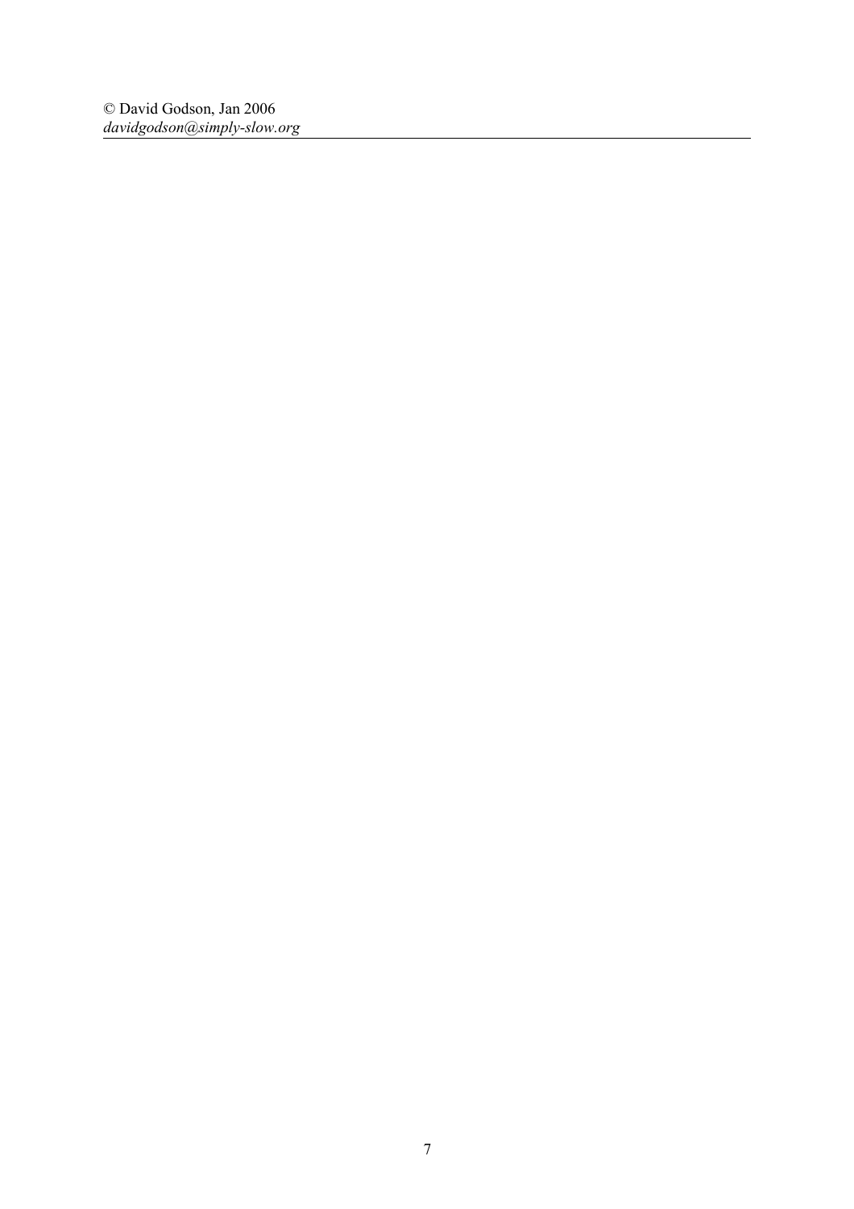© David Godson, Jan 2006
*davidgodson@simply-slow.org*